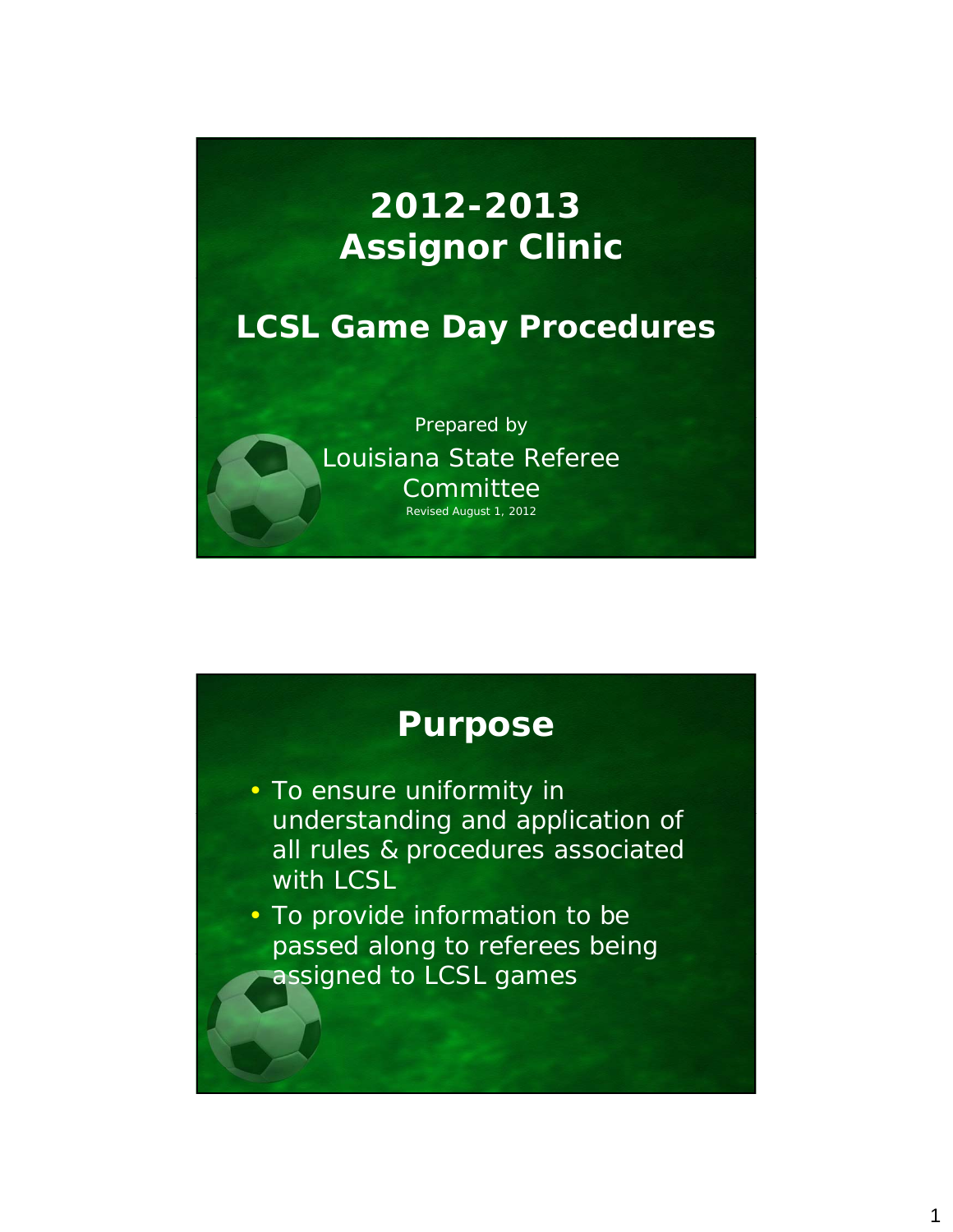# 2012-2013 Assignor Clinic

## LCSL Game Day Procedures

Prepared by

Louisiana State Referee Committee

Revised August 1, 2012

## Purpose

- To ensure uniformity in understanding and application of all rules & procedures associated with LCSL
- To provide information to be passed along to referees being assigned to LCSL games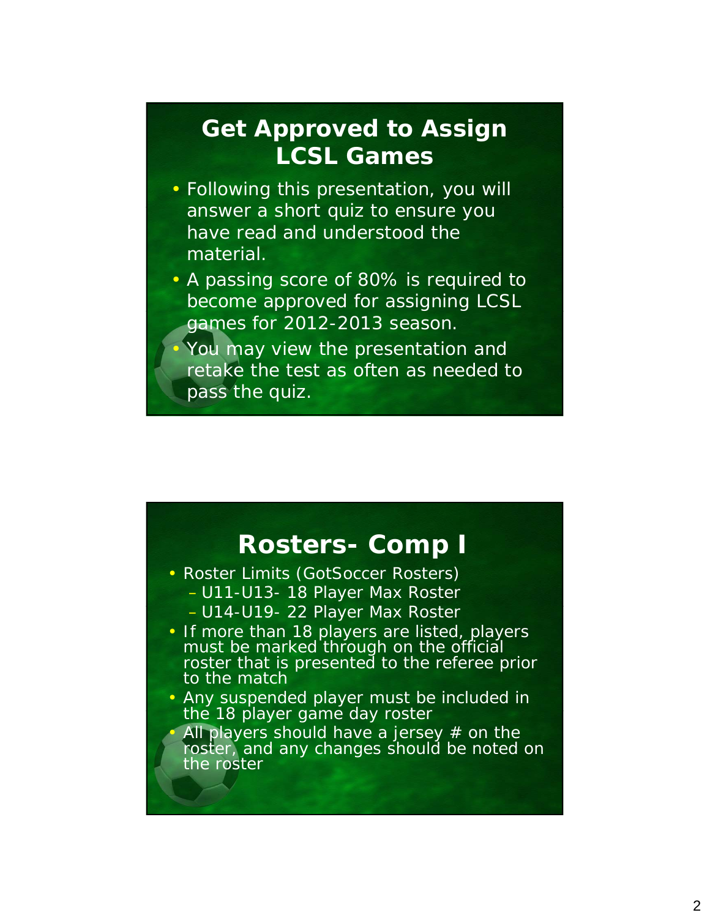## Get Approved to Assign LCSL Games

- Following this presentation, you will answer a short quiz to ensure you have read and understood the material.
- A passing score of 80% is required to become approved for assigning LCSL games for 2012-2013 season.
- You may view the presentation and retake the test as often as needed to pass the quiz.

## Rosters- Comp I

- Roster Limits (GotSoccer Rosters)
  - U11-U13- 18 Player Max Roster
  - U14-U19- 22 Player Max Roster
- If more than 18 players are listed, players must be marked through on the official roster that is presented to the referee prior to the match
- Any suspended player must be included in the 18 player game day roster
- All players should have a jersey # on the roster, and any changes should be noted on the roster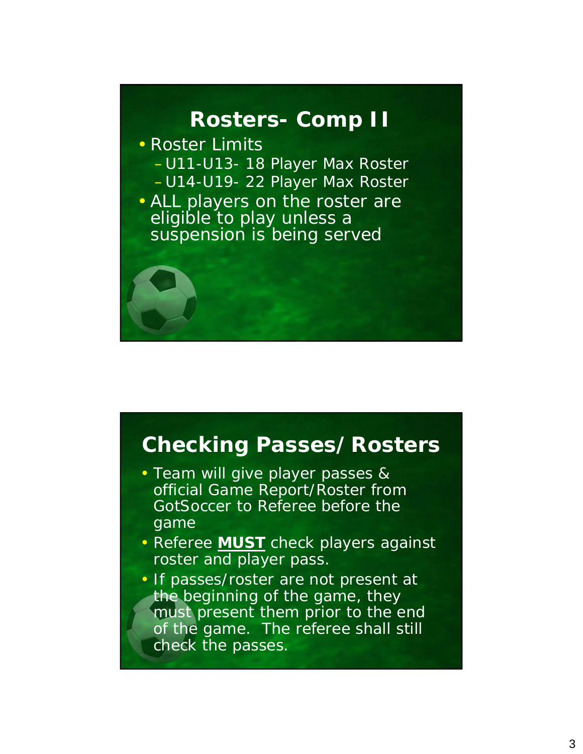## Rosters- Comp II

- Roster Limits
  - U11-U13- 18 Player Max Roster
  - U14-U19- 22 Player Max Roster
- ALL players on the roster are eligible to play unless a suspension is being served

## Checking Passes/Rosters

- Team will give player passes & official Game Report/Roster from GotSoccer to Referee before the game
- Referee **MUST** check players against roster and player pass.
- If passes/roster are not present at the beginning of the game, they must present them prior to the end of the game. The referee shall still check the passes.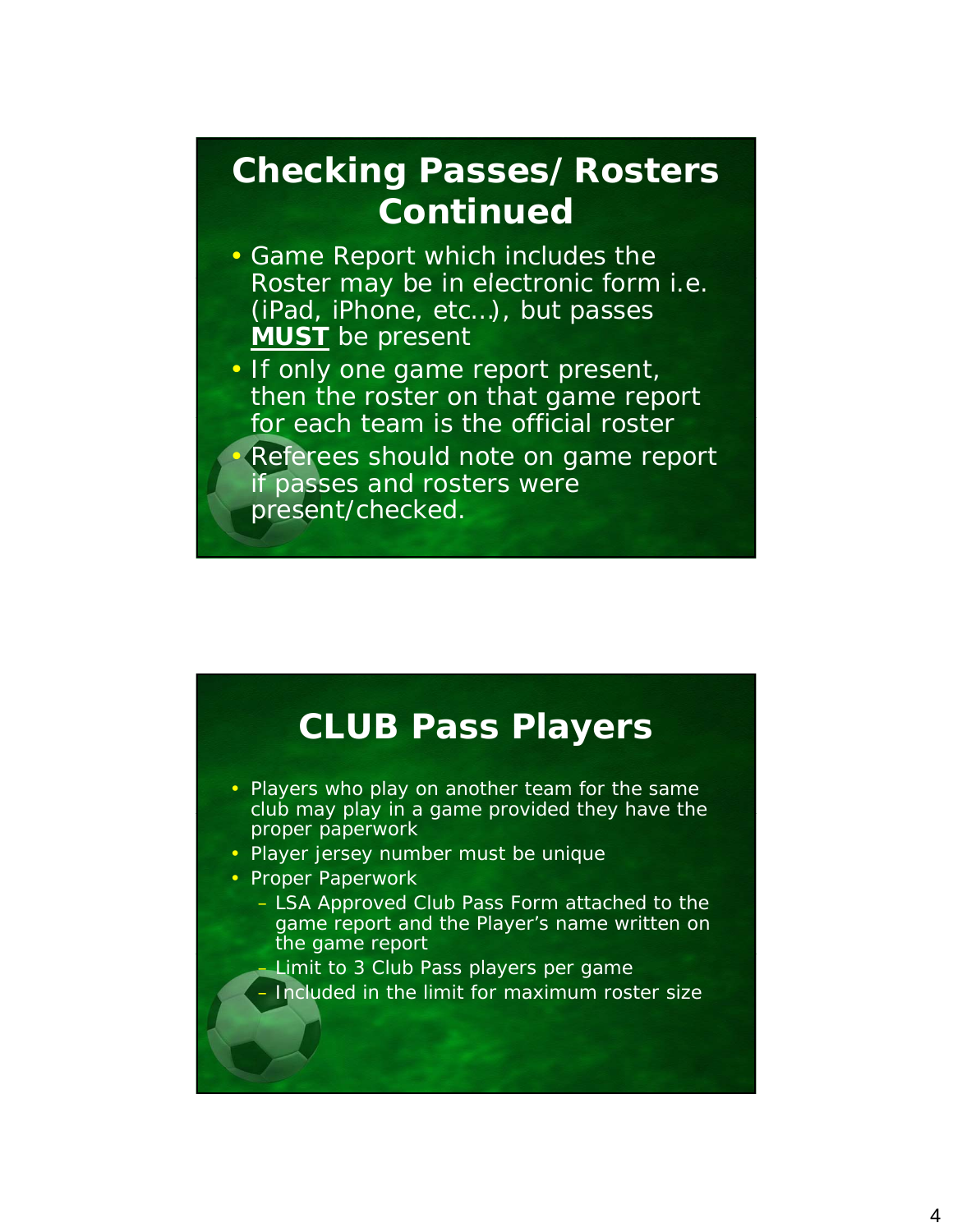## Checking Passes/ Rosters Continued

- Game Report which includes the Roster may be in electronic form i.e. (iPad, iPhone, etc…), but passes **MUST** be present
- If only one game report present, then the roster on that game report for each team is the official roster
- Referees should note on game report if passes and rosters were present/checked.

## CLUB Pass Players

- Players who play on another team for the same club may play in a game provided they have the proper paperwork
- Player jersey number must be unique
- Proper Paperwork
  - LSA Approved Club Pass Form attached to the game report and the Player's name written on the game report
  - Limit to 3 Club Pass players per game
  - Included in the limit for maximum roster size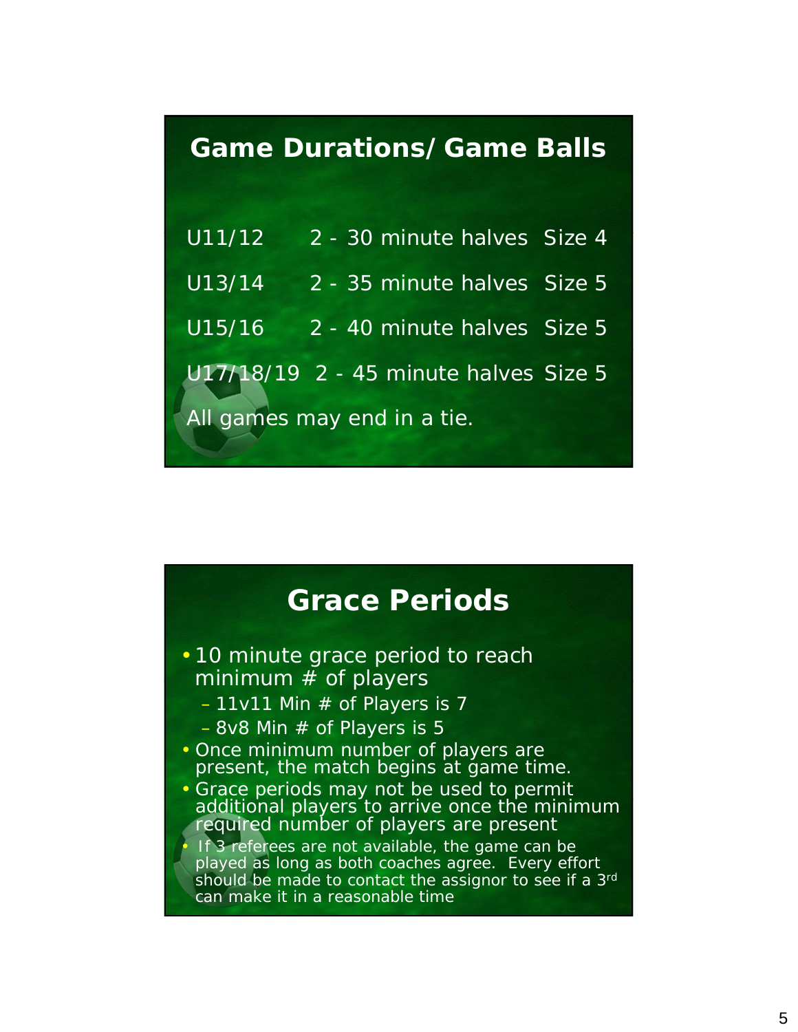## Game Durations/ Game Balls

| | | |
|---|---|---|
| U11/12 | 2 - 30 minute halves | Size 4 |
| U13/14 | 2 - 35 minute halves | Size 5 |
| U15/16 | 2 - 40 minute halves | Size 5 |
| U17/18/19 | 2 - 45 minute halves | Size 5 |

All games may end in a tie.

## Grace Periods

- 10 minute grace period to reach minimum # of players
  - 11v11 Min # of Players is 7
  - 8v8 Min # of Players is 5
- Once minimum number of players are present, the match begins at game time.
- Grace periods may not be used to permit additional players to arrive once the minimum required number of players are present
- If 3 referees are not available, the game can be played as long as both coaches agree. Every effort should be made to contact the assignor to see if a 3rd can make it in a reasonable time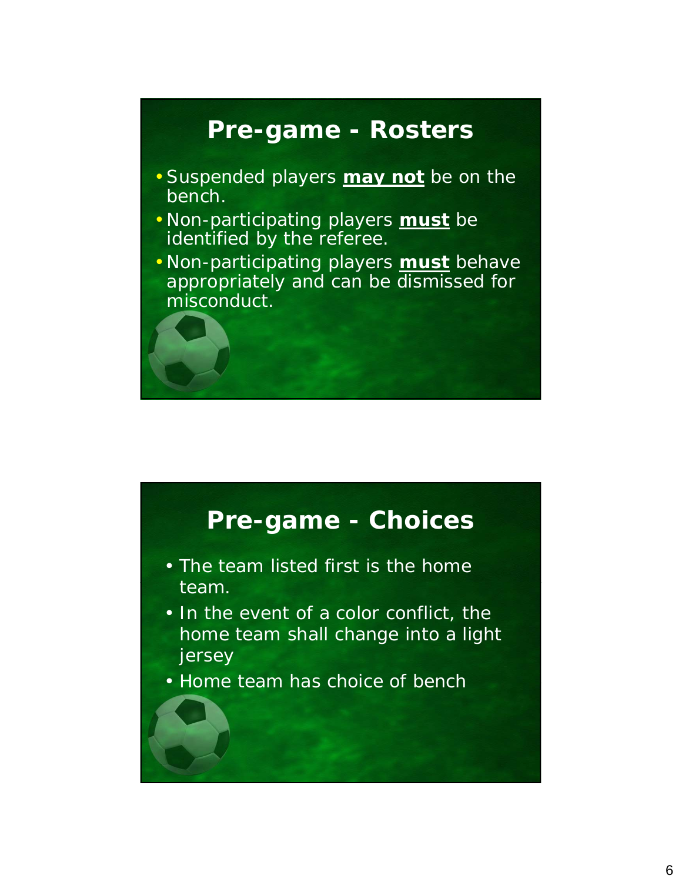## Pre-game - Rosters

- Suspended players **may not** be on the bench.
- Non-participating players **must** be identified by the referee.
- Non-participating players **must** behave appropriately and can be dismissed for misconduct.

## Pre-game - Choices

- The team listed first is the home team.
- In the event of a color conflict, the home team shall change into a light jersey
- Home team has choice of bench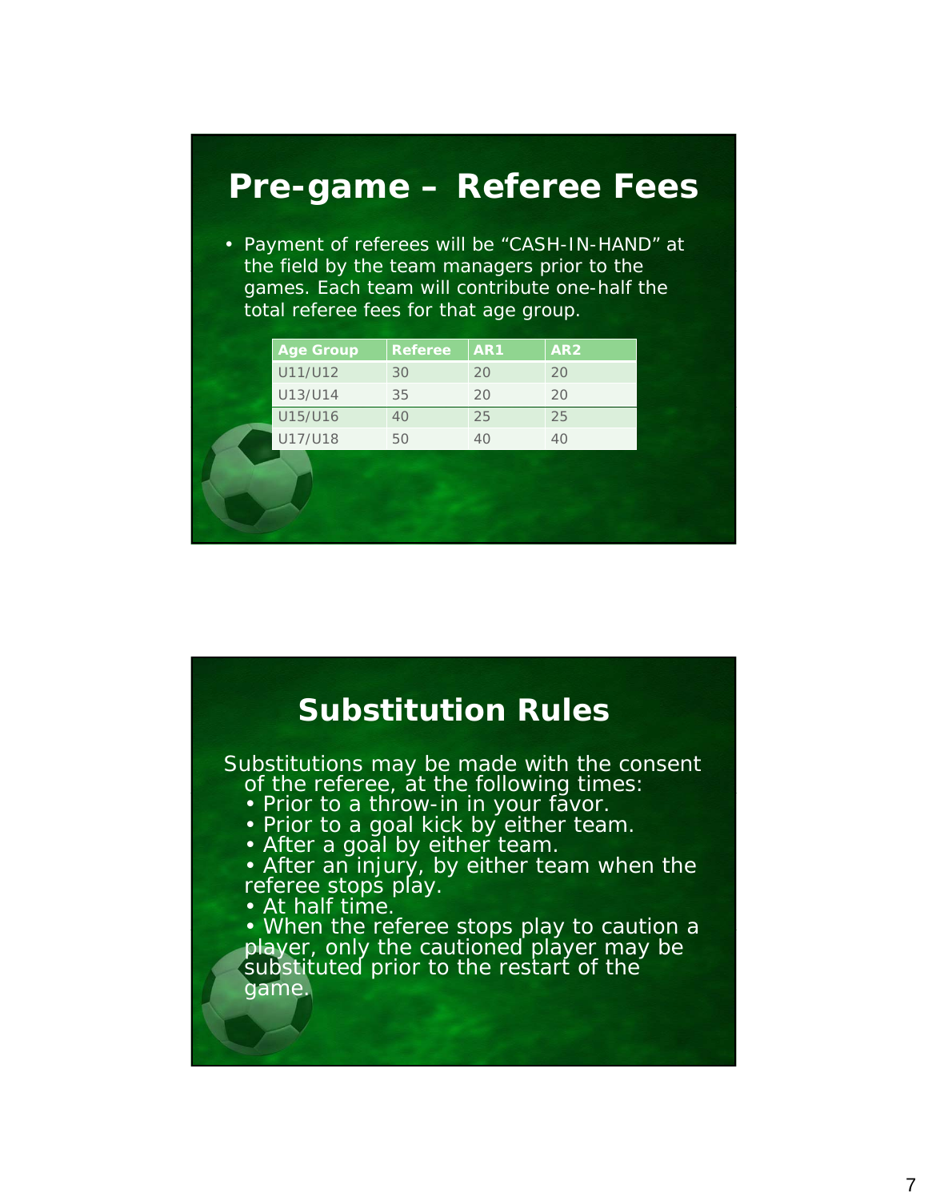# Pre-game – Referee Fees

- Payment of referees will be "CASH-IN-HAND" at the field by the team managers prior to the games. Each team will contribute one-half the total referee fees for that age group.

| Age Group | Referee | AR1 | AR2 |
|---|---|---|---|
| U11/U12 | 30 | 20 | 20 |
| U13/U14 | 35 | 20 | 20 |
| U15/U16 | 40 | 25 | 25 |
| U17/U18 | 50 | 40 | 40 |

# Substitution Rules

Substitutions may be made with the consent of the referee, at the following times:

- Prior to a throw-in in your favor.
- Prior to a goal kick by either team.
- After a goal by either team.
- After an injury, by either team when the referee stops play.
- At half time.
- When the referee stops play to caution a player, only the cautioned player may be substituted prior to the restart of the game.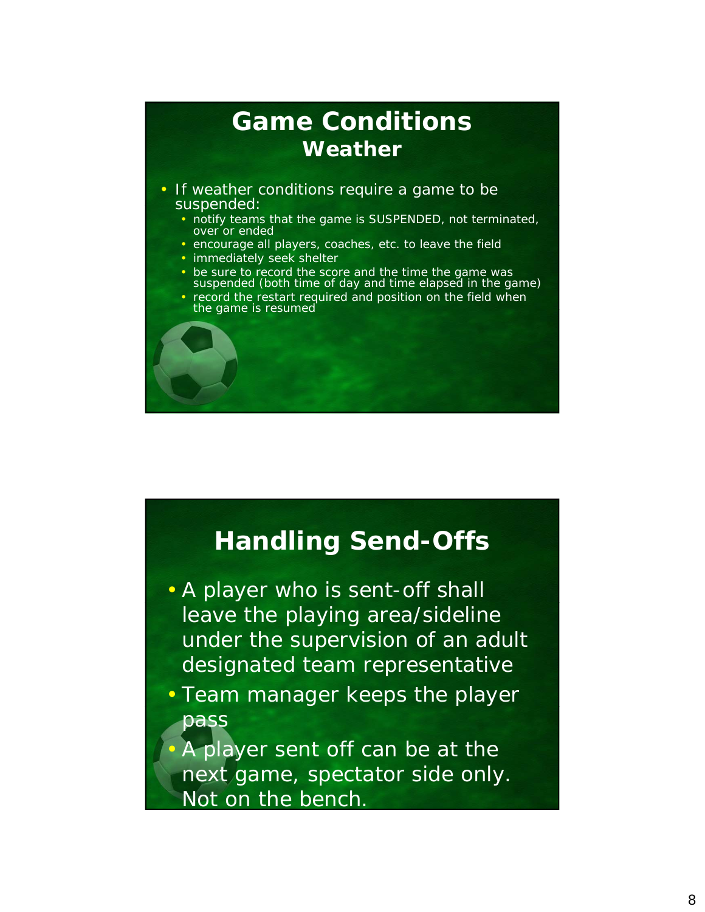# Game Conditions
## Weather

- If weather conditions require a game to be suspended:
  - notify teams that the game is SUSPENDED, not terminated, over or ended
  - encourage all players, coaches, etc. to leave the field
  - immediately seek shelter
  - be sure to record the score and the time the game was suspended (both time of day and time elapsed in the game)
  - record the restart required and position on the field when the game is resumed

# Handling Send-Offs

- A player who is sent-off shall leave the playing area/sideline under the supervision of an adult designated team representative
- Team manager keeps the player pass
- A player sent off can be at the next game, spectator side only. Not on the bench.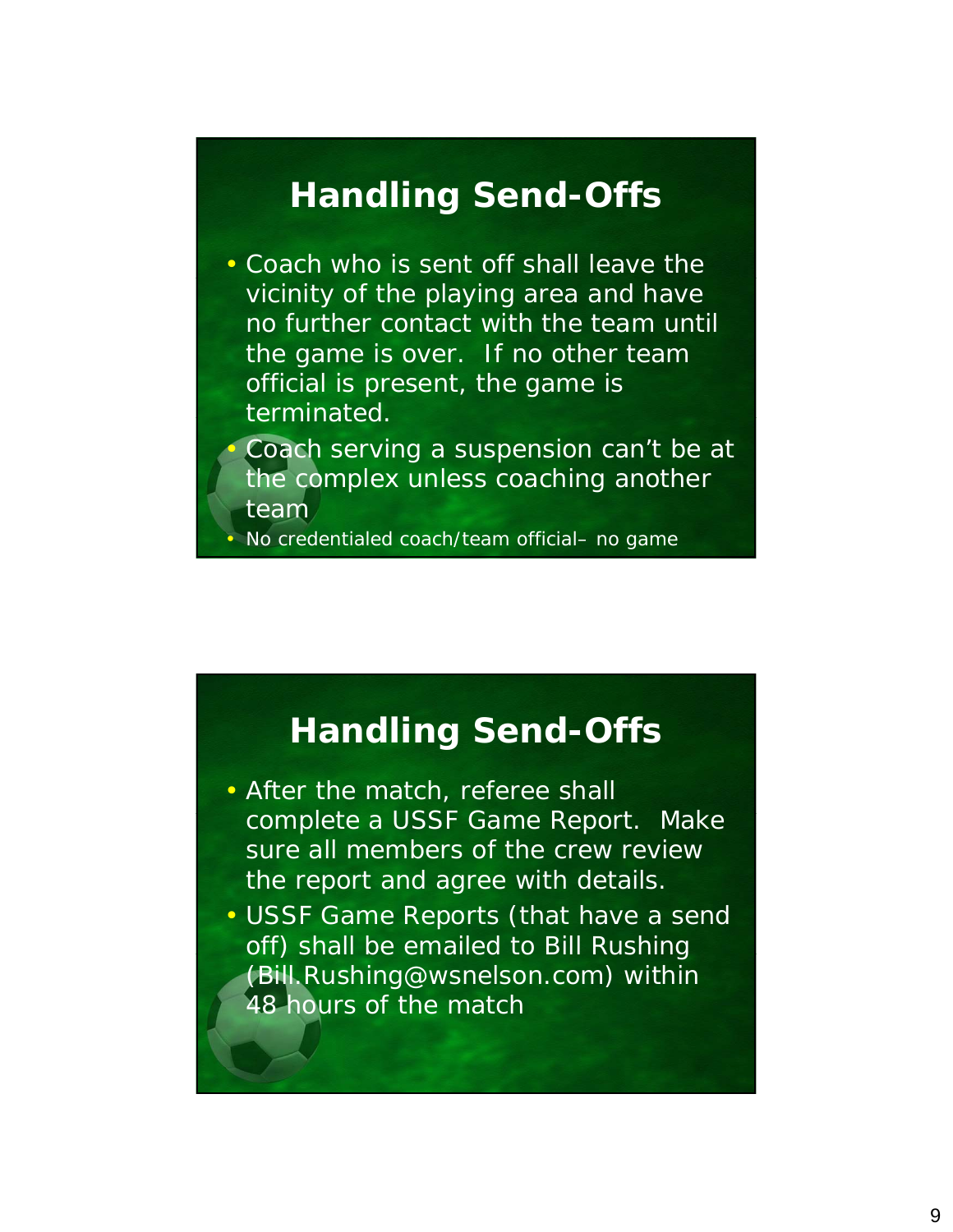## Handling Send-Offs

- Coach who is sent off shall leave the vicinity of the playing area and have no further contact with the team until the game is over. If no other team official is present, the game is terminated.
- Coach serving a suspension can't be at the complex unless coaching another team
- No credentialed coach/team official– no game

## Handling Send-Offs

- After the match, referee shall complete a USSF Game Report. Make sure all members of the crew review the report and agree with details.
- USSF Game Reports (that have a send off) shall be emailed to Bill Rushing (Bill.Rushing@wsnelson.com) within 48 hours of the match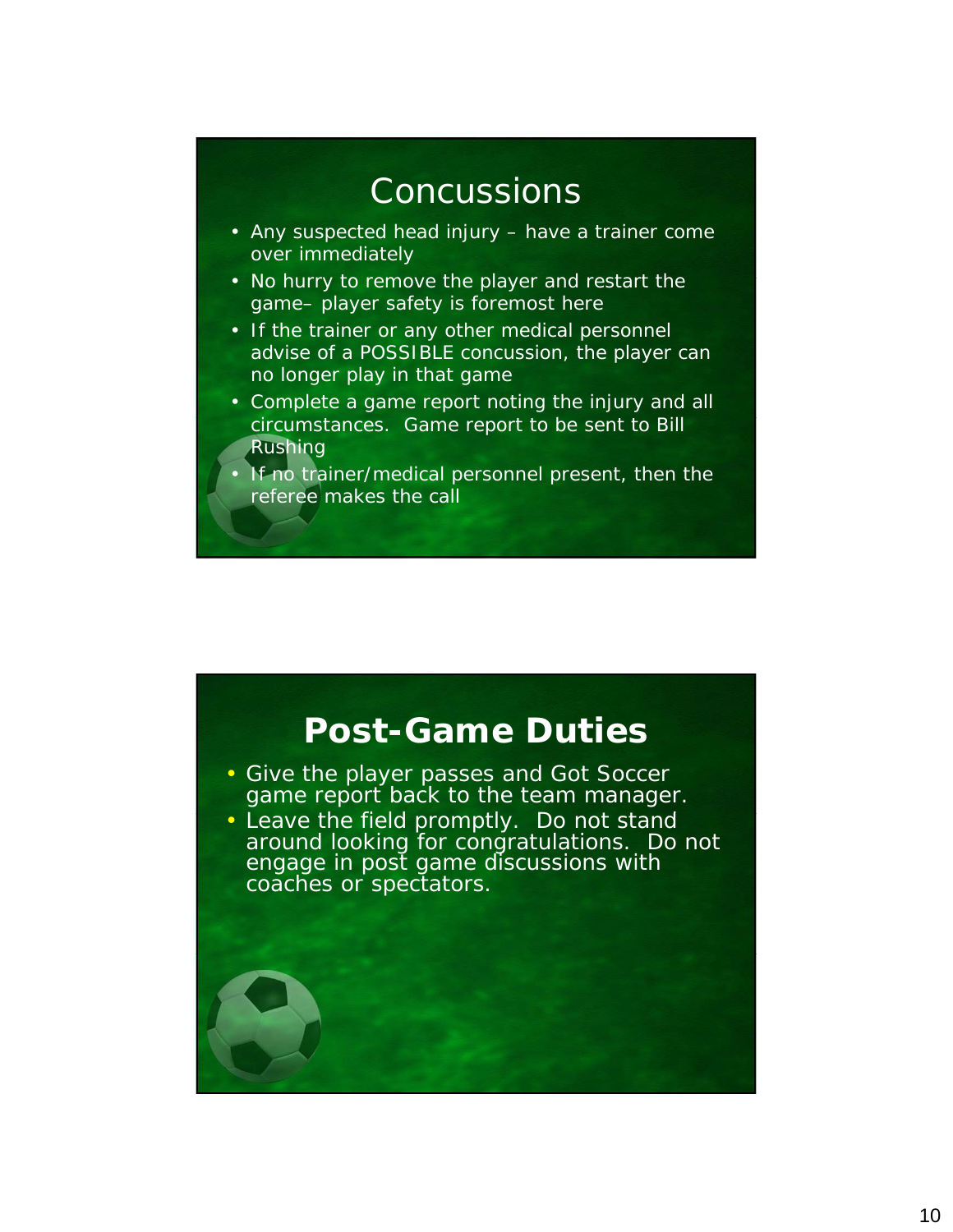# Concussions

- Any suspected head injury – have a trainer come over immediately
- No hurry to remove the player and restart the game– player safety is foremost here
- If the trainer or any other medical personnel advise of a POSSIBLE concussion, the player can no longer play in that game
- Complete a game report noting the injury and all circumstances. Game report to be sent to Bill Rushing
- If no trainer/medical personnel present, then the referee makes the call

# Post-Game Duties

- Give the player passes and Got Soccer game report back to the team manager.
- Leave the field promptly. Do not stand around looking for congratulations. Do not engage in post game discussions with coaches or spectators.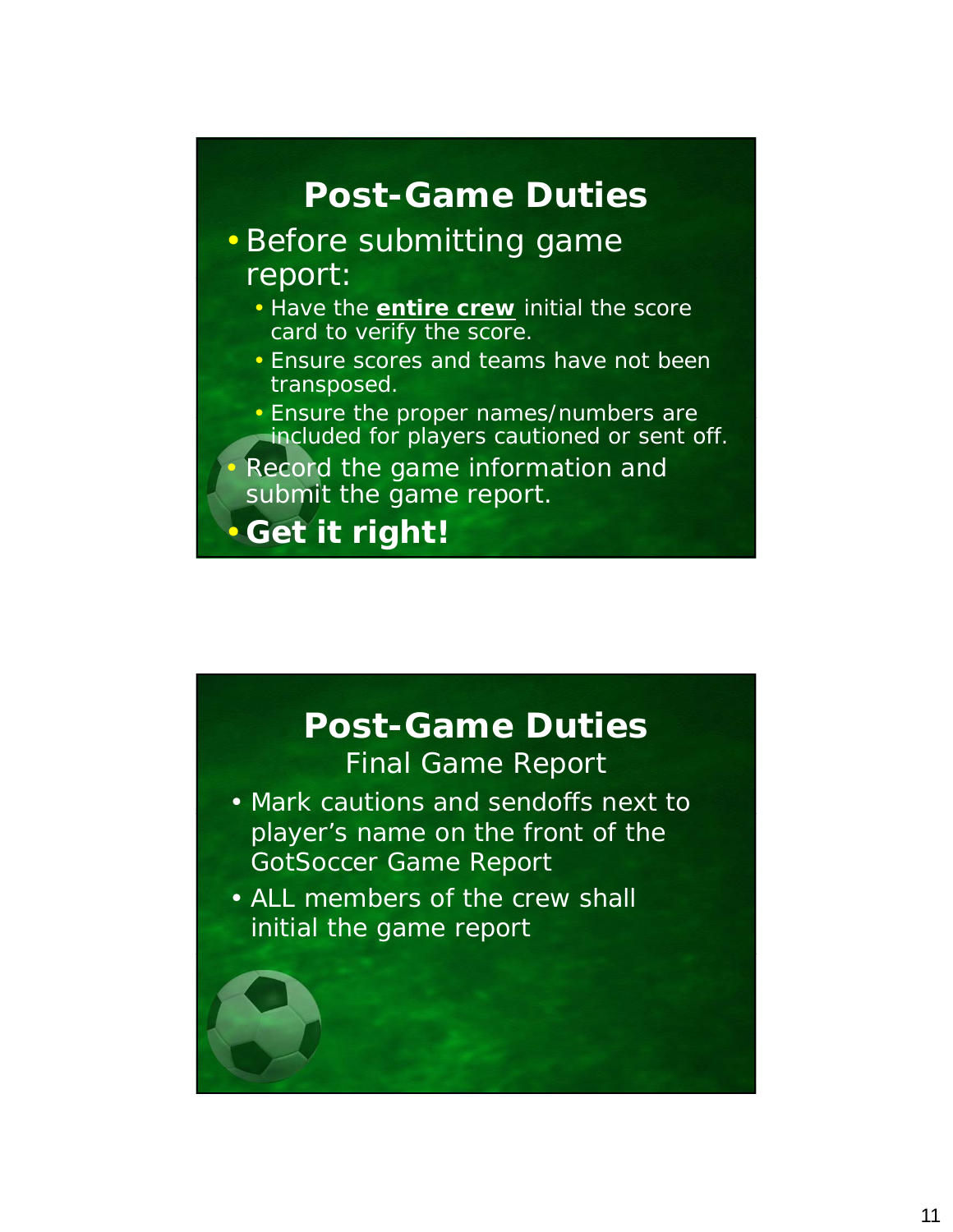## Post-Game Duties

- Before submitting game report:
  - Have the **entire crew** initial the score card to verify the score.
  - Ensure scores and teams have not been transposed.
  - Ensure the proper names/numbers are included for players cautioned or sent off.
- Record the game information and submit the game report.
- **Get it right!**

## Post-Game Duties

Final Game Report

- Mark cautions and sendoffs next to player's name on the front of the GotSoccer Game Report
- ALL members of the crew shall initial the game report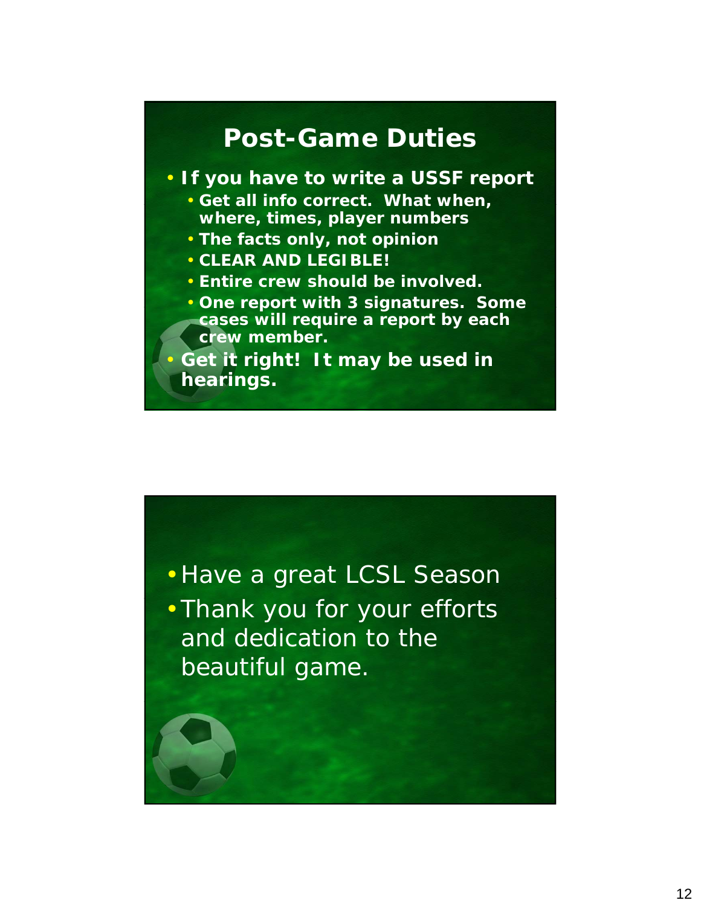## Post-Game Duties

- If you have to write a USSF report
  - Get all info correct. What when, where, times, player numbers
  - The facts only, not opinion
  - CLEAR AND LEGIBLE!
  - Entire crew should be involved.
  - One report with 3 signatures. Some cases will require a report by each crew member.
- Get it right! It may be used in hearings.

---

- Have a great LCSL Season
- Thank you for your efforts and dedication to the beautiful game.